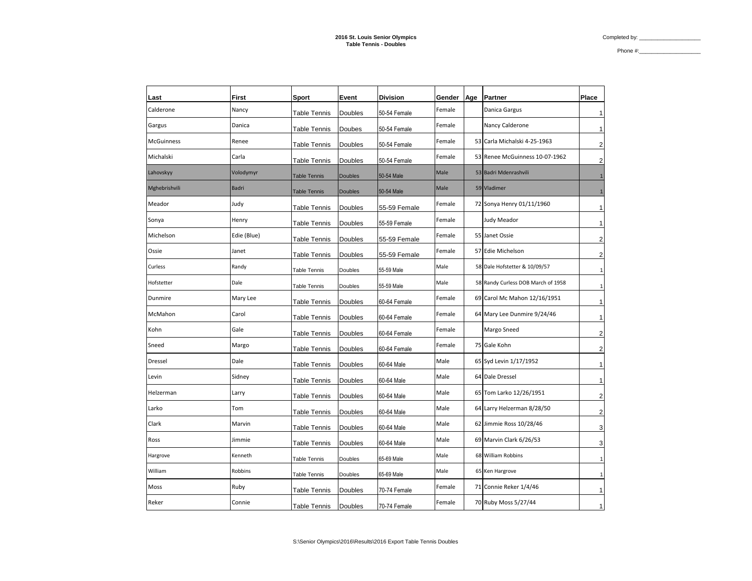**2016 St. Louis Senior Olympics**
**Table Tennis - Doubles**

Completed by: ____________________

Phone #:____________________

| Last | First | Sport | Event | Division | Gender | Age | Partner | Place |
|---|---|---|---|---|---|---|---|---|
| Calderone | Nancy | Table Tennis | Doubles | 50-54 Female | Female | | Danica Gargus | 1 |
| Gargus | Danica | Table Tennis | Doubes | 50-54 Female | Female | | Nancy Calderone | 1 |
| McGuinness | Renee | Table Tennis | Doubles | 50-54 Female | Female | 53 | Carla Michalski 4-25-1963 | 2 |
| Michalski | Carla | Table Tennis | Doubles | 50-54 Female | Female | 53 | Renee McGuinness 10-07-1962 | 2 |
| Lahovskyy | Volodymyr | Table Tennis | Doubles | 50-54 Male | Male | 53 | Badri Mdenrashvili | 1 |
| Mghebrishvili | Badri | Table Tennis | Doubles | 50-54 Male | Male | 59 | Vladimer | 1 |
| Meador | Judy | Table Tennis | Doubles | 55-59 Female | Female | 72 | Sonya Henry 01/11/1960 | 1 |
| Sonya | Henry | Table Tennis | Doubles | 55-59 Female | Female | | Judy Meador | 1 |
| Michelson | Edie (Blue) | Table Tennis | Doubles | 55-59 Female | Female | 55 | Janet Ossie | 2 |
| Ossie | Janet | Table Tennis | Doubles | 55-59 Female | Female | 57 | Edie Michelson | 2 |
| Curless | Randy | Table Tennis | Doubles | 55-59 Male | Male | 58 | Dale Hofstetter & 10/09/57 | 1 |
| Hofstetter | Dale | Table Tennis | Doubles | 55-59 Male | Male | 58 | Randy Curless DOB March of 1958 | 1 |
| Dunmire | Mary Lee | Table Tennis | Doubles | 60-64 Female | Female | 69 | Carol Mc Mahon 12/16/1951 | 1 |
| McMahon | Carol | Table Tennis | Doubles | 60-64 Female | Female | 64 | Mary Lee Dunmire 9/24/46 | 1 |
| Kohn | Gale | Table Tennis | Doubles | 60-64 Female | Female | | Margo Sneed | 2 |
| Sneed | Margo | Table Tennis | Doubles | 60-64 Female | Female | 75 | Gale Kohn | 2 |
| Dressel | Dale | Table Tennis | Doubles | 60-64 Male | Male | 65 | Syd Levin 1/17/1952 | 1 |
| Levin | Sidney | Table Tennis | Doubles | 60-64 Male | Male | 64 | Dale Dressel | 1 |
| Helzerman | Larry | Table Tennis | Doubles | 60-64 Male | Male | 65 | Tom Larko 12/26/1951 | 2 |
| Larko | Tom | Table Tennis | Doubles | 60-64 Male | Male | 64 | Larry Helzerman 8/28/50 | 2 |
| Clark | Marvin | Table Tennis | Doubles | 60-64 Male | Male | 62 | Jimmie Ross 10/28/46 | 3 |
| Ross | Jimmie | Table Tennis | Doubles | 60-64 Male | Male | 69 | Marvin Clark 6/26/53 | 3 |
| Hargrove | Kenneth | Table Tennis | Doubles | 65-69 Male | Male | 68 | William Robbins | 1 |
| William | Robbins | Table Tennis | Doubles | 65-69 Male | Male | 65 | Ken Hargrove | 1 |
| Moss | Ruby | Table Tennis | Doubles | 70-74 Female | Female | 71 | Connie Reker 1/4/46 | 1 |
| Reker | Connie | Table Tennis | Doubles | 70-74 Female | Female | 70 | Ruby Moss 5/27/44 | 1 |

S:\Senior Olympics\2016\Results\2016 Export Table Tennis Doubles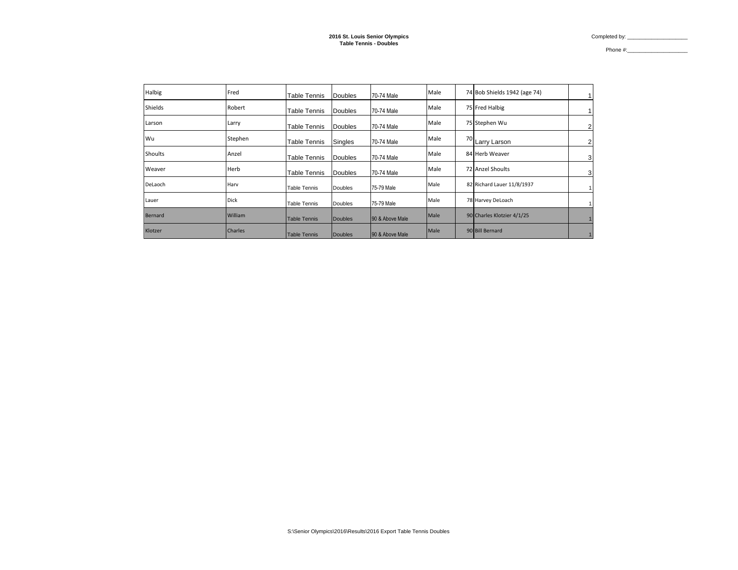**2016 St. Louis Senior Olympics**
**Table Tennis - Doubles**

Completed by: ____________________

Phone #:____________________

| | | | | | | | | |
|---|---|---|---|---|---|---|---|---|
| Halbig | Fred | Table Tennis | Doubles | 70-74 Male | Male | 74 | Bob Shields 1942 (age 74) | 1 |
| Shields | Robert | Table Tennis | Doubles | 70-74 Male | Male | 75 | Fred Halbig | 1 |
| Larson | Larry | Table Tennis | Doubles | 70-74 Male | Male | 75 | Stephen Wu | 2 |
| Wu | Stephen | Table Tennis | Singles | 70-74 Male | Male | 70 | Larry Larson | 2 |
| Shoults | Anzel | Table Tennis | Doubles | 70-74 Male | Male | 84 | Herb Weaver | 3 |
| Weaver | Herb | Table Tennis | Doubles | 70-74 Male | Male | 72 | Anzel Shoults | 3 |
| DeLaoch | Harv | Table Tennis | Doubles | 75-79 Male | Male | 82 | Richard Lauer 11/8/1937 | 1 |
| Lauer | Dick | Table Tennis | Doubles | 75-79 Male | Male | 78 | Harvey DeLoach | 1 |
| Bernard | William | Table Tennis | Doubles | 90 & Above Male | Male | 90 | Charles Klotzier 4/1/25 | 1 |
| Klotzer | Charles | Table Tennis | Doubles | 90 & Above Male | Male | 90 | Bill Bernard | 1 |

S:\Senior Olympics\2016\Results\2016 Export Table Tennis Doubles